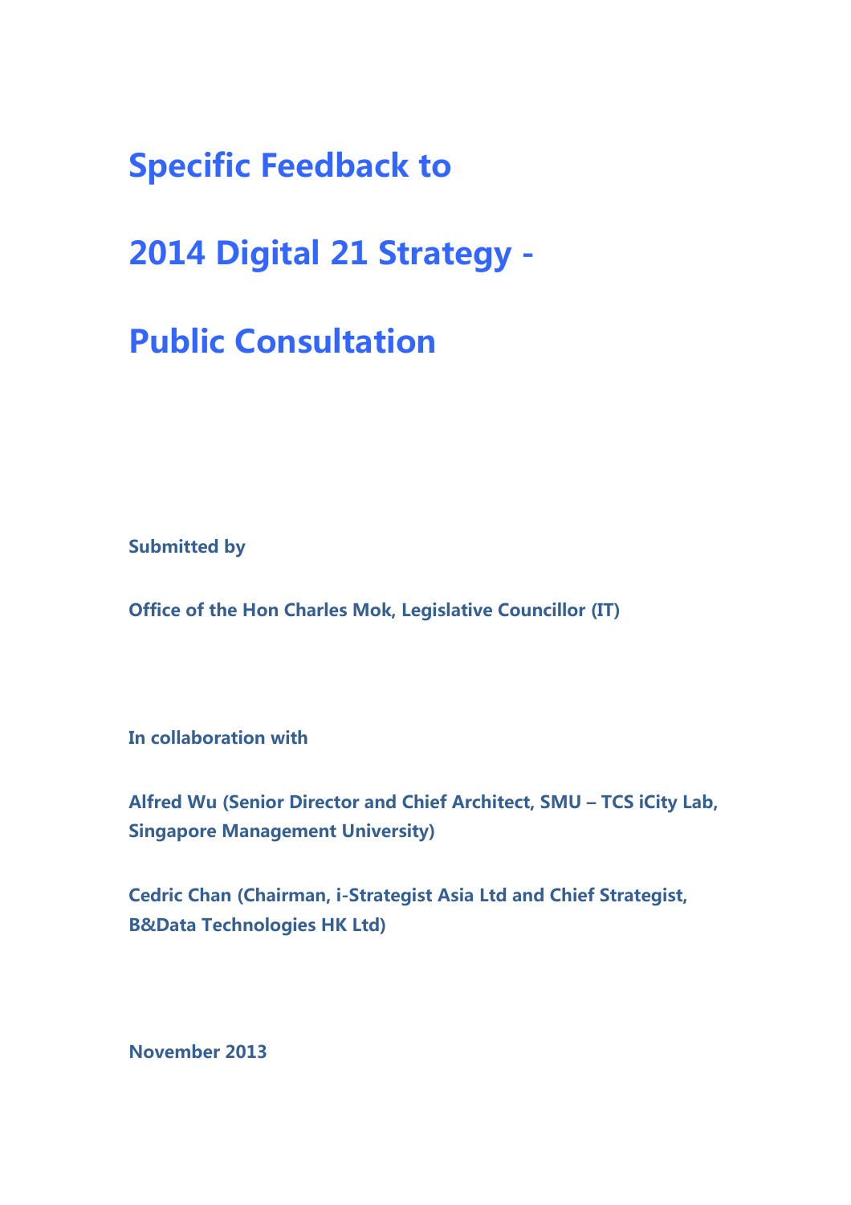# Specific Feedback to

# 2014 Digital 21 Strategy -

# Public Consultation

**Submitted by**

**Office of the Hon Charles Mok, Legislative Councillor (IT)**

**In collaboration with**

**Alfred Wu (Senior Director and Chief Architect, SMU – TCS iCity Lab, Singapore Management University)**

**Cedric Chan (Chairman, i-Strategist Asia Ltd and Chief Strategist, B&Data Technologies HK Ltd)**

**November 2013**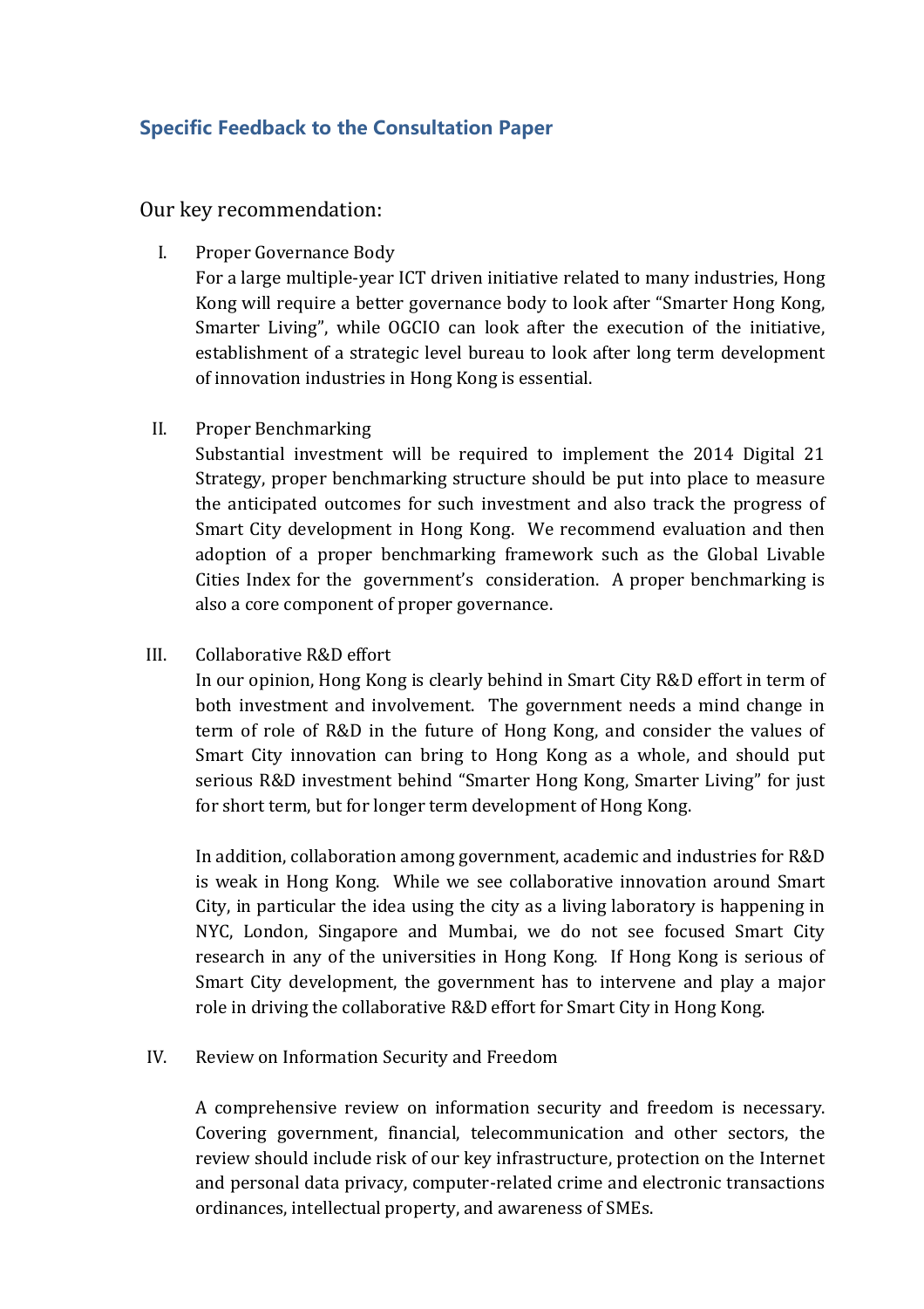## Specific Feedback to the Consultation Paper

### Our key recommendation:

I. Proper Governance Body

For a large multiple-year ICT driven initiative related to many industries, Hong Kong will require a better governance body to look after "Smarter Hong Kong, Smarter Living", while OGCIO can look after the execution of the initiative, establishment of a strategic level bureau to look after long term development of innovation industries in Hong Kong is essential.

II. Proper Benchmarking

Substantial investment will be required to implement the 2014 Digital 21 Strategy, proper benchmarking structure should be put into place to measure the anticipated outcomes for such investment and also track the progress of Smart City development in Hong Kong. We recommend evaluation and then adoption of a proper benchmarking framework such as the Global Livable Cities Index for the government's consideration. A proper benchmarking is also a core component of proper governance.

III. Collaborative R&D effort

In our opinion, Hong Kong is clearly behind in Smart City R&D effort in term of both investment and involvement. The government needs a mind change in term of role of R&D in the future of Hong Kong, and consider the values of Smart City innovation can bring to Hong Kong as a whole, and should put serious R&D investment behind "Smarter Hong Kong, Smarter Living" for just for short term, but for longer term development of Hong Kong.

In addition, collaboration among government, academic and industries for R&D is weak in Hong Kong. While we see collaborative innovation around Smart City, in particular the idea using the city as a living laboratory is happening in NYC, London, Singapore and Mumbai, we do not see focused Smart City research in any of the universities in Hong Kong. If Hong Kong is serious of Smart City development, the government has to intervene and play a major role in driving the collaborative R&D effort for Smart City in Hong Kong.

IV. Review on Information Security and Freedom

A comprehensive review on information security and freedom is necessary. Covering government, financial, telecommunication and other sectors, the review should include risk of our key infrastructure, protection on the Internet and personal data privacy, computer-related crime and electronic transactions ordinances, intellectual property, and awareness of SMEs.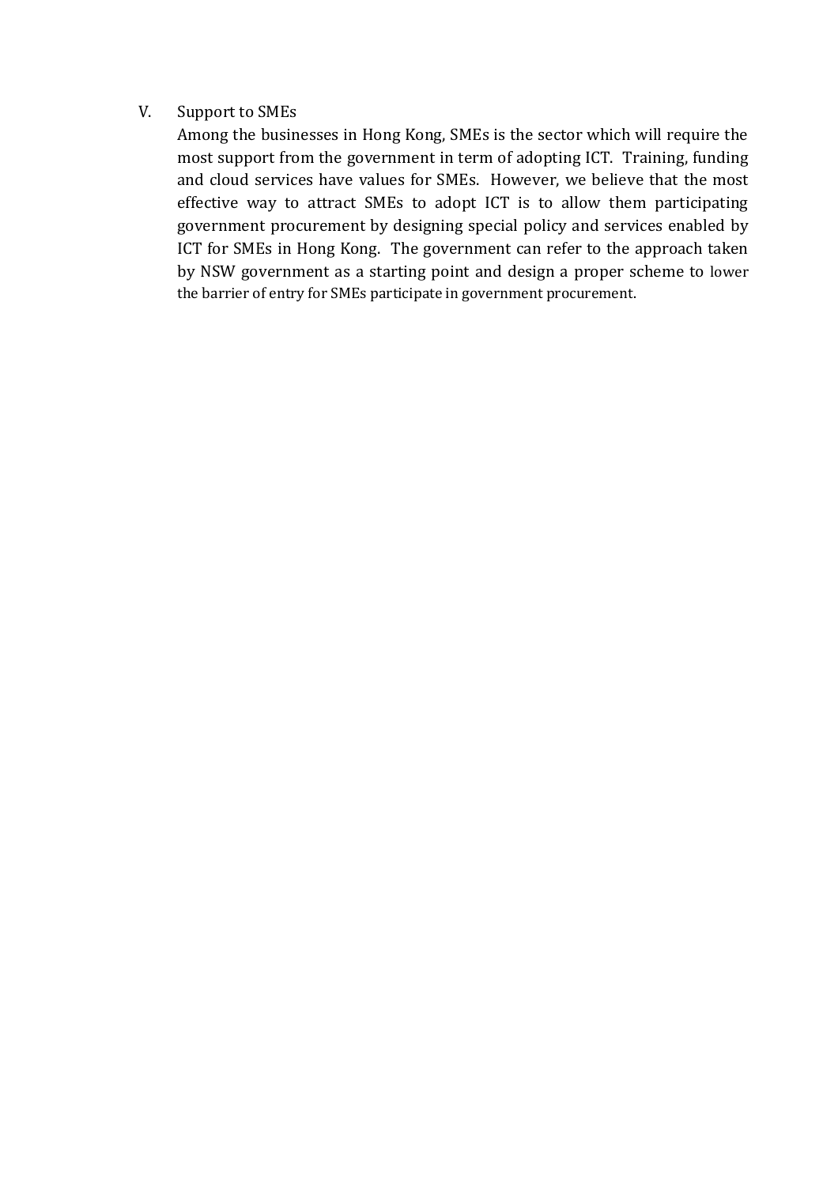V. Support to SMEs

Among the businesses in Hong Kong, SMEs is the sector which will require the most support from the government in term of adopting ICT. Training, funding and cloud services have values for SMEs. However, we believe that the most effective way to attract SMEs to adopt ICT is to allow them participating government procurement by designing special policy and services enabled by ICT for SMEs in Hong Kong. The government can refer to the approach taken by NSW government as a starting point and design a proper scheme to lower the barrier of entry for SMEs participate in government procurement.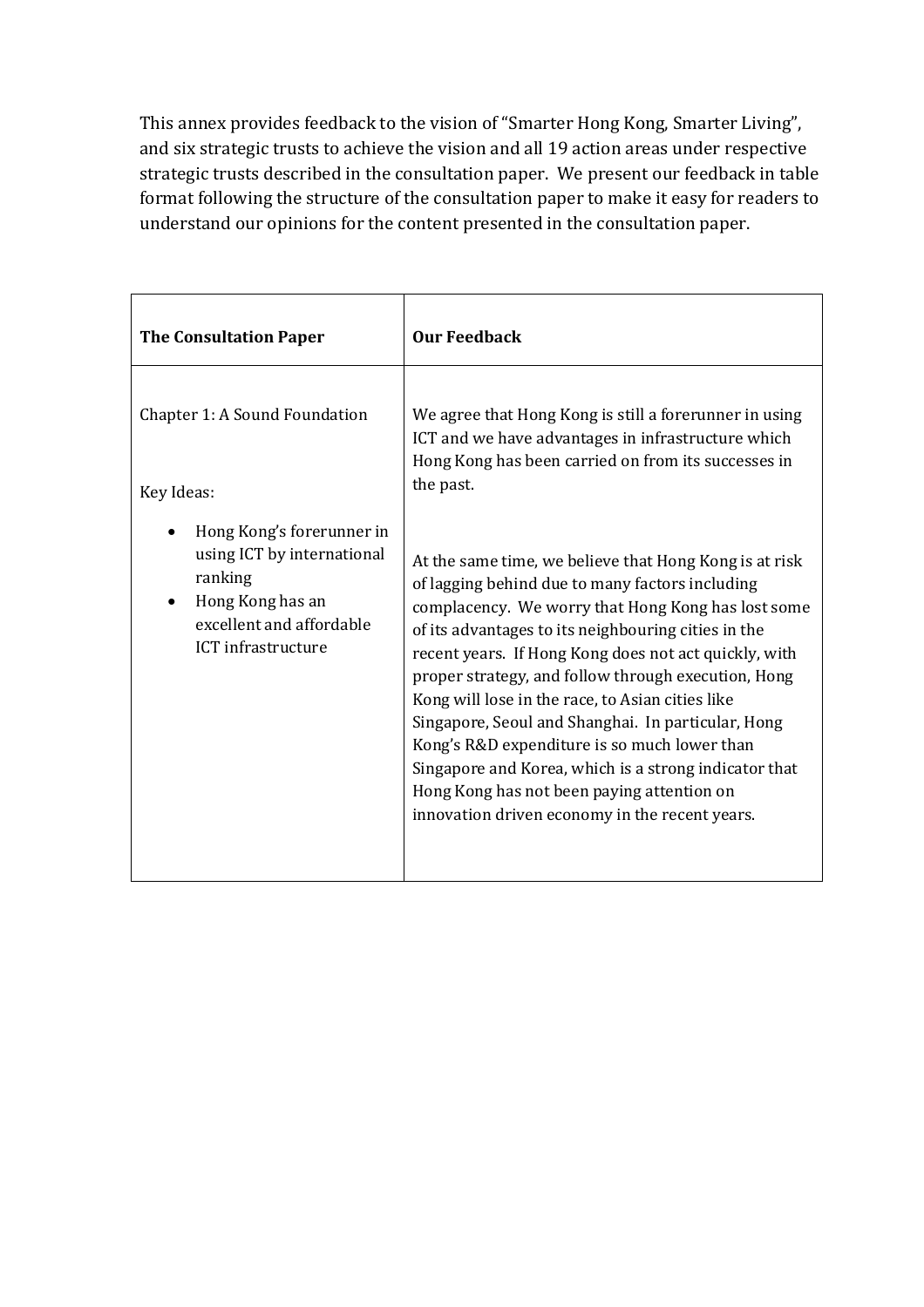This annex provides feedback to the vision of "Smarter Hong Kong, Smarter Living", and six strategic trusts to achieve the vision and all 19 action areas under respective strategic trusts described in the consultation paper. We present our feedback in table format following the structure of the consultation paper to make it easy for readers to understand our opinions for the content presented in the consultation paper.

| **The Consultation Paper** | **Our Feedback** |
|---|---|
| Chapter 1: A Sound Foundation<br><br>Key Ideas:<br><br>• Hong Kong's forerunner in using ICT by international ranking<br>• Hong Kong has an excellent and affordable ICT infrastructure | We agree that Hong Kong is still a forerunner in using ICT and we have advantages in infrastructure which Hong Kong has been carried on from its successes in the past.<br><br>At the same time, we believe that Hong Kong is at risk of lagging behind due to many factors including complacency. We worry that Hong Kong has lost some of its advantages to its neighbouring cities in the recent years. If Hong Kong does not act quickly, with proper strategy, and follow through execution, Hong Kong will lose in the race, to Asian cities like Singapore, Seoul and Shanghai. In particular, Hong Kong's R&D expenditure is so much lower than Singapore and Korea, which is a strong indicator that Hong Kong has not been paying attention on innovation driven economy in the recent years. |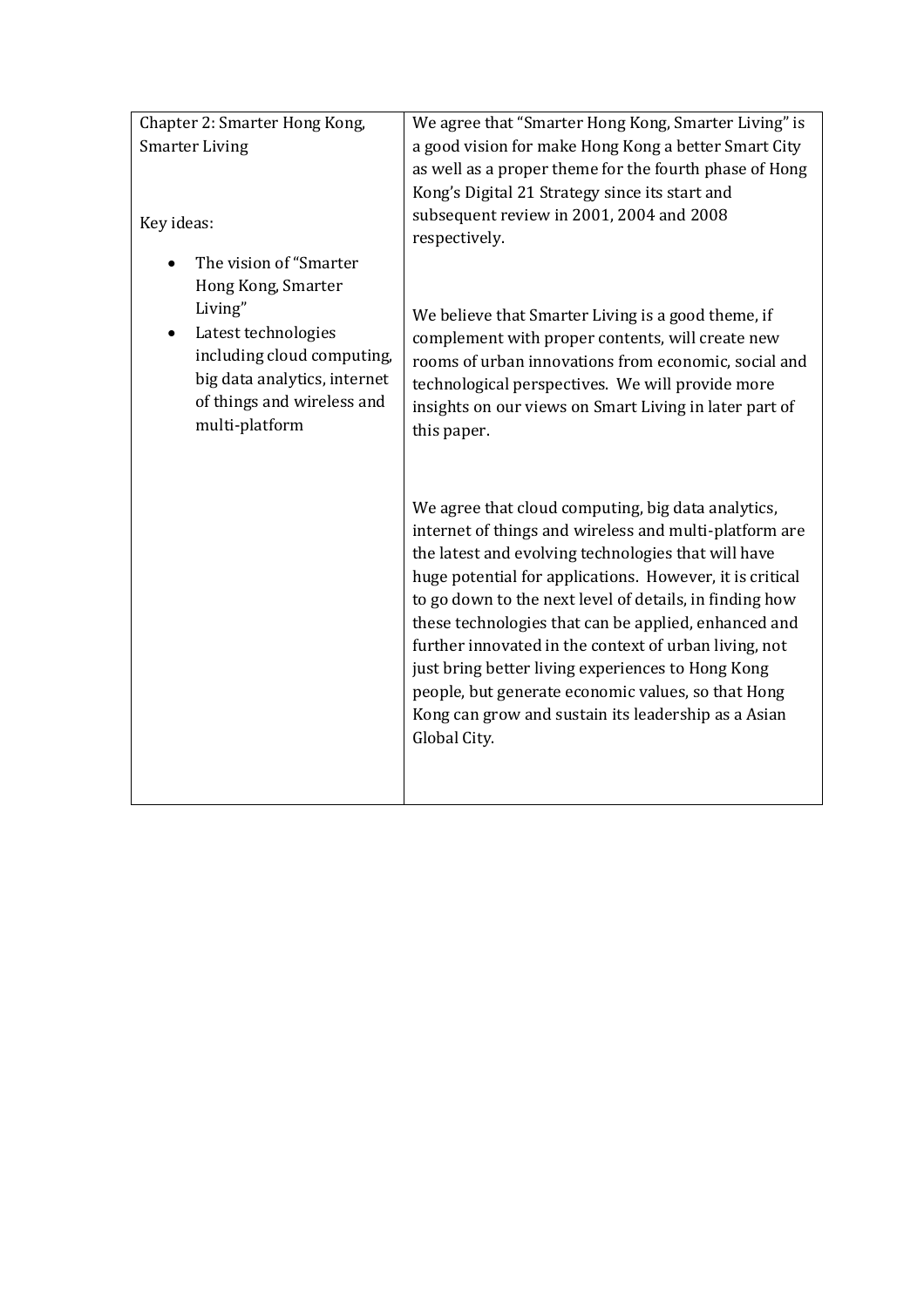| Chapter 2: Smarter Hong Kong, Smarter Living<br><br>Key ideas:<br><br>• The vision of "Smarter Hong Kong, Smarter Living"<br>• Latest technologies including cloud computing, big data analytics, internet of things and wireless and multi-platform | We agree that "Smarter Hong Kong, Smarter Living" is a good vision for make Hong Kong a better Smart City as well as a proper theme for the fourth phase of Hong Kong's Digital 21 Strategy since its start and subsequent review in 2001, 2004 and 2008 respectively.<br><br>We believe that Smarter Living is a good theme, if complement with proper contents, will create new rooms of urban innovations from economic, social and technological perspectives. We will provide more insights on our views on Smart Living in later part of this paper.<br><br>We agree that cloud computing, big data analytics, internet of things and wireless and multi-platform are the latest and evolving technologies that will have huge potential for applications. However, it is critical to go down to the next level of details, in finding how these technologies that can be applied, enhanced and further innovated in the context of urban living, not just bring better living experiences to Hong Kong people, but generate economic values, so that Hong Kong can grow and sustain its leadership as a Asian Global City. |
|---|---|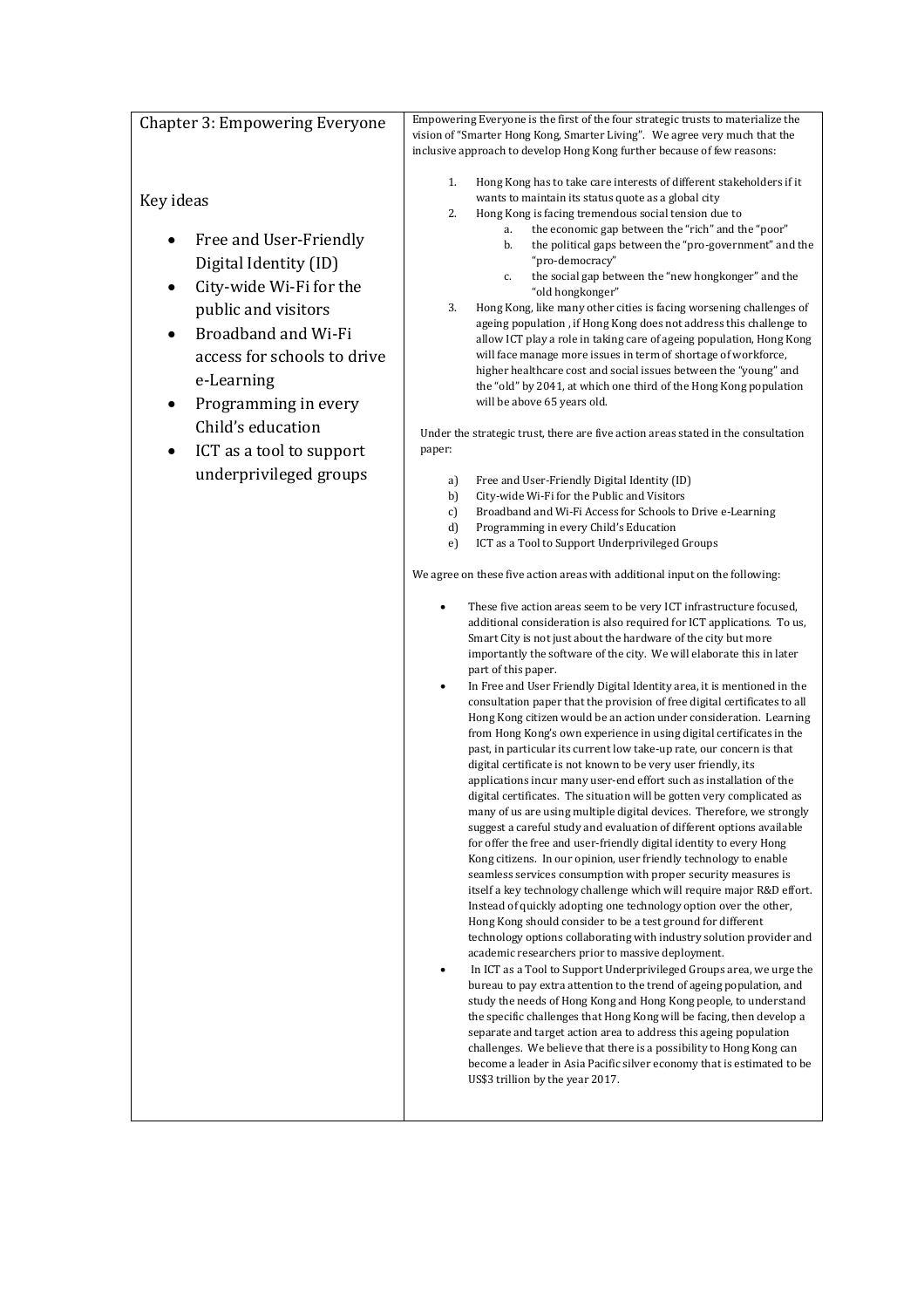| Chapter 3: Empowering Everyone<br><br>Key ideas<br><br>• Free and User-Friendly Digital Identity (ID)<br>• City-wide Wi-Fi for the public and visitors<br>• Broadband and Wi-Fi access for schools to drive e-Learning<br>• Programming in every Child's education<br>• ICT as a tool to support underprivileged groups | Empowering Everyone is the first of the four strategic trusts to materialize the vision of "Smarter Hong Kong, Smarter Living". We agree very much that the inclusive approach to develop Hong Kong further because of few reasons:<br><br>1. Hong Kong has to take care interests of different stakeholders if it wants to maintain its status quote as a global city<br>2. Hong Kong is facing tremendous social tension due to<br>&nbsp;&nbsp;a. the economic gap between the "rich" and the "poor"<br>&nbsp;&nbsp;b. the political gaps between the "pro-government" and the "pro-democracy"<br>&nbsp;&nbsp;c. the social gap between the "new hongkonger" and the "old hongkonger"<br>3. Hong Kong, like many other cities is facing worsening challenges of ageing population , if Hong Kong does not address this challenge to allow ICT play a role in taking care of ageing population, Hong Kong will face manage more issues in term of shortage of workforce, higher healthcare cost and social issues between the "young" and the "old" by 2041, at which one third of the Hong Kong population will be above 65 years old.<br><br>Under the strategic trust, there are five action areas stated in the consultation paper:<br><br>a) Free and User-Friendly Digital Identity (ID)<br>b) City-wide Wi-Fi for the Public and Visitors<br>c) Broadband and Wi-Fi Access for Schools to Drive e-Learning<br>d) Programming in every Child's Education<br>e) ICT as a Tool to Support Underprivileged Groups<br><br>We agree on these five action areas with additional input on the following:<br><br>• These five action areas seem to be very ICT infrastructure focused, additional consideration is also required for ICT applications. To us, Smart City is not just about the hardware of the city but more importantly the software of the city. We will elaborate this in later part of this paper.<br>• In Free and User Friendly Digital Identity area, it is mentioned in the consultation paper that the provision of free digital certificates to all Hong Kong citizen would be an action under consideration. Learning from Hong Kong's own experience in using digital certificates in the past, in particular its current low take-up rate, our concern is that digital certificate is not known to be very user friendly, its applications incur many user-end effort such as installation of the digital certificates. The situation will be gotten very complicated as many of us are using multiple digital devices. Therefore, we strongly suggest a careful study and evaluation of different options available for offer the free and user-friendly digital identity to every Hong Kong citizens. In our opinion, user friendly technology to enable seamless services consumption with proper security measures is itself a key technology challenge which will require major R&D effort. Instead of quickly adopting one technology option over the other, Hong Kong should consider to be a test ground for different technology options collaborating with industry solution provider and academic researchers prior to massive deployment.<br>• In ICT as a Tool to Support Underprivileged Groups area, we urge the bureau to pay extra attention to the trend of ageing population, and study the needs of Hong Kong and Hong Kong people, to understand the specific challenges that Hong Kong will be facing, then develop a separate and target action area to address this ageing population challenges. We believe that there is a possibility to Hong Kong can become a leader in Asia Pacific silver economy that is estimated to be US$3 trillion by the year 2017. |
|---|---|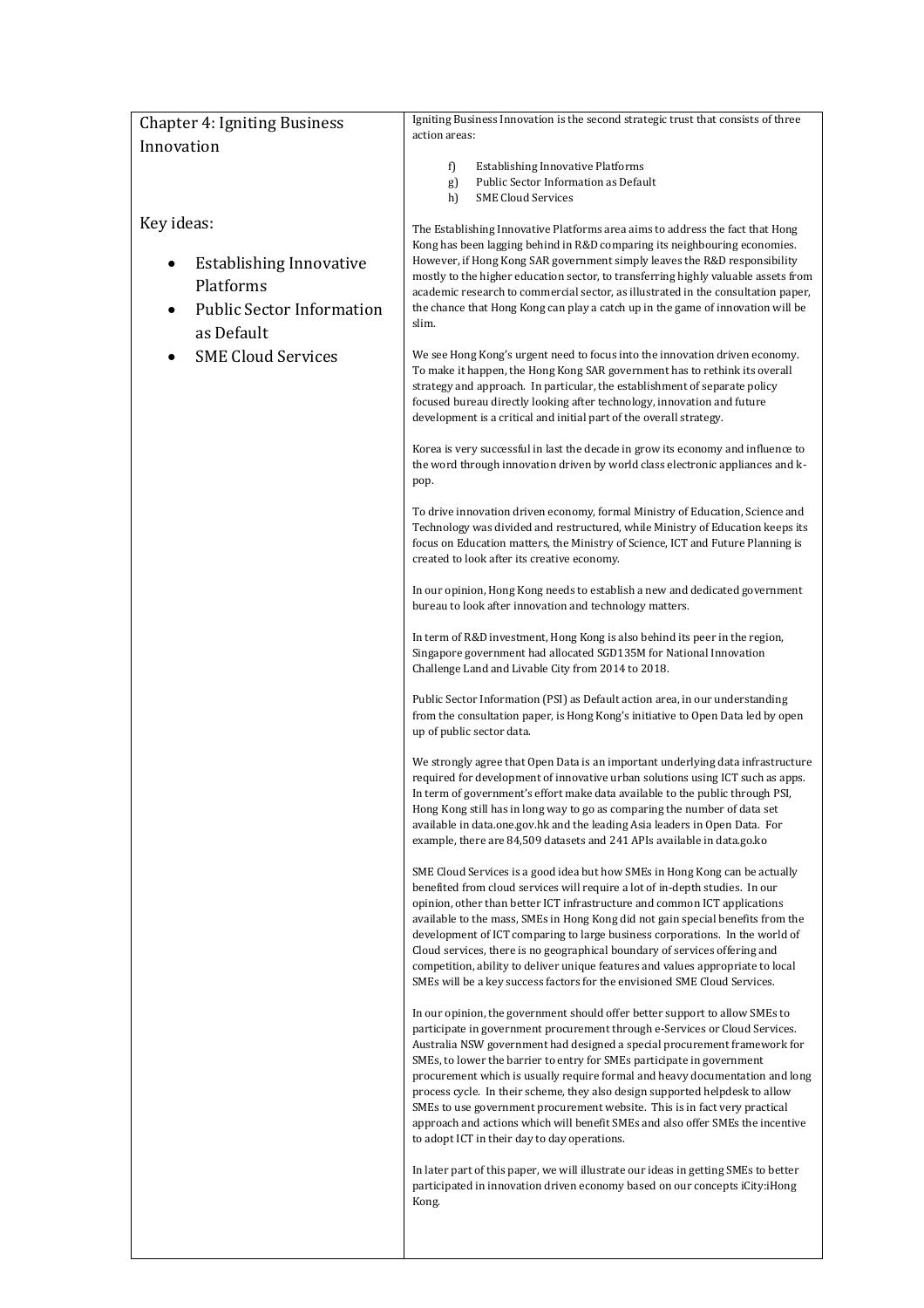## Chapter 4: Igniting Business Innovation

Key ideas:

- Establishing Innovative Platforms
- Public Sector Information as Default
- SME Cloud Services

Igniting Business Innovation is the second strategic trust that consists of three action areas:

f) Establishing Innovative Platforms
g) Public Sector Information as Default
h) SME Cloud Services

The Establishing Innovative Platforms area aims to address the fact that Hong Kong has been lagging behind in R&D comparing its neighbouring economies. However, if Hong Kong SAR government simply leaves the R&D responsibility mostly to the higher education sector, to transferring highly valuable assets from academic research to commercial sector, as illustrated in the consultation paper, the chance that Hong Kong can play a catch up in the game of innovation will be slim.

We see Hong Kong's urgent need to focus into the innovation driven economy. To make it happen, the Hong Kong SAR government has to rethink its overall strategy and approach. In particular, the establishment of separate policy focused bureau directly looking after technology, innovation and future development is a critical and initial part of the overall strategy.

Korea is very successful in last the decade in grow its economy and influence to the word through innovation driven by world class electronic appliances and k-pop.

To drive innovation driven economy, formal Ministry of Education, Science and Technology was divided and restructured, while Ministry of Education keeps its focus on Education matters, the Ministry of Science, ICT and Future Planning is created to look after its creative economy.

In our opinion, Hong Kong needs to establish a new and dedicated government bureau to look after innovation and technology matters.

In term of R&D investment, Hong Kong is also behind its peer in the region, Singapore government had allocated SGD135M for National Innovation Challenge Land and Livable City from 2014 to 2018.

Public Sector Information (PSI) as Default action area, in our understanding from the consultation paper, is Hong Kong's initiative to Open Data led by open up of public sector data.

We strongly agree that Open Data is an important underlying data infrastructure required for development of innovative urban solutions using ICT such as apps. In term of government's effort make data available to the public through PSI, Hong Kong still has in long way to go as comparing the number of data set available in data.one.gov.hk and the leading Asia leaders in Open Data. For example, there are 84,509 datasets and 241 APIs available in data.go.ko

SME Cloud Services is a good idea but how SMEs in Hong Kong can be actually benefited from cloud services will require a lot of in-depth studies. In our opinion, other than better ICT infrastructure and common ICT applications available to the mass, SMEs in Hong Kong did not gain special benefits from the development of ICT comparing to large business corporations. In the world of Cloud services, there is no geographical boundary of services offering and competition, ability to deliver unique features and values appropriate to local SMEs will be a key success factors for the envisioned SME Cloud Services.

In our opinion, the government should offer better support to allow SMEs to participate in government procurement through e-Services or Cloud Services. Australia NSW government had designed a special procurement framework for SMEs, to lower the barrier to entry for SMEs participate in government procurement which is usually require formal and heavy documentation and long process cycle. In their scheme, they also design supported helpdesk to allow SMEs to use government procurement website. This is in fact very practical approach and actions which will benefit SMEs and also offer SMEs the incentive to adopt ICT in their day to day operations.

In later part of this paper, we will illustrate our ideas in getting SMEs to better participated in innovation driven economy based on our concepts iCity:iHong Kong.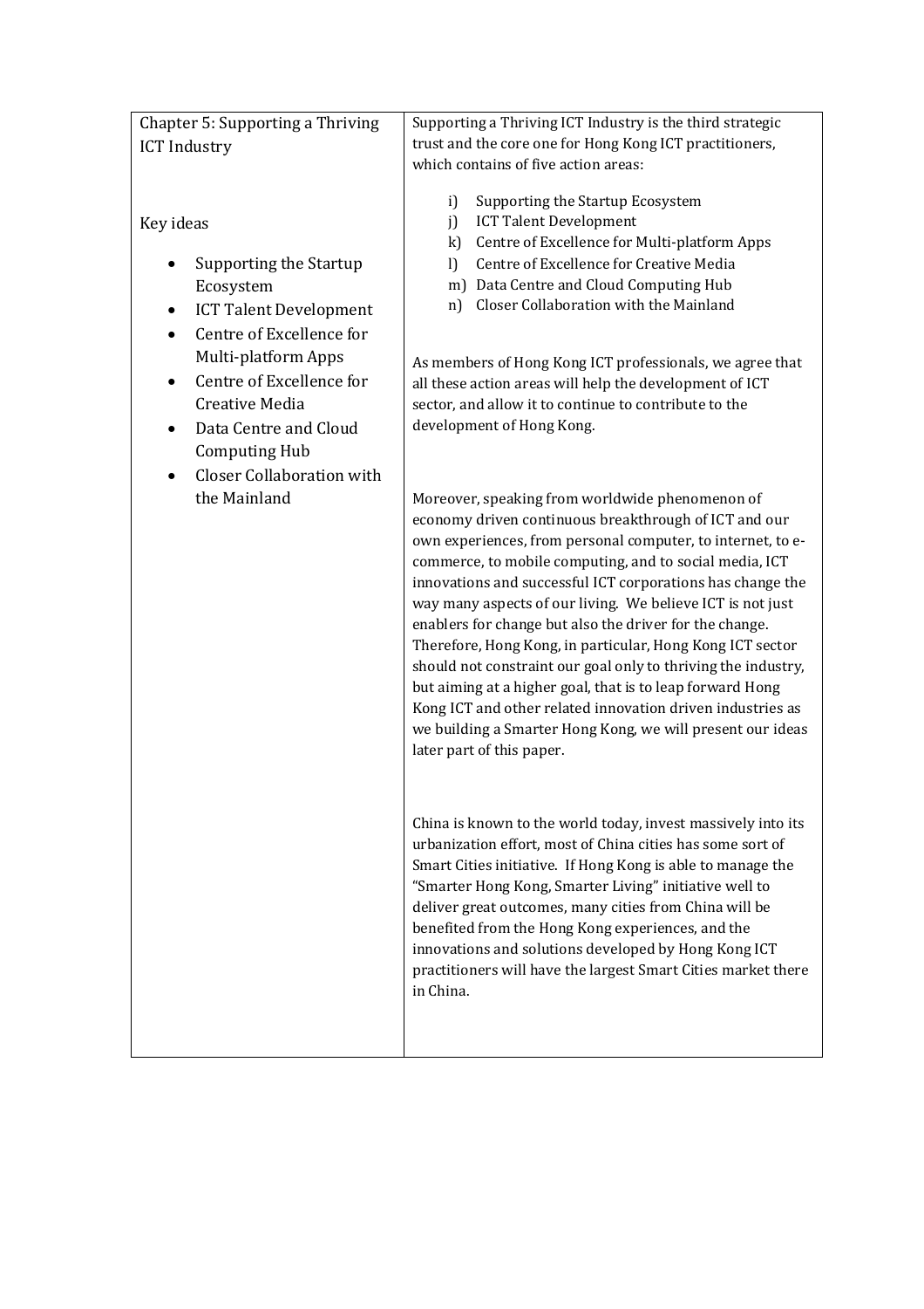| | |
|---|---|
| Chapter 5: Supporting a Thriving ICT Industry<br><br>Key ideas<br><br>• Supporting the Startup Ecosystem<br>• ICT Talent Development<br>• Centre of Excellence for Multi-platform Apps<br>• Centre of Excellence for Creative Media<br>• Data Centre and Cloud Computing Hub<br>• Closer Collaboration with the Mainland | Supporting a Thriving ICT Industry is the third strategic trust and the core one for Hong Kong ICT practitioners, which contains of five action areas:<br><br>i) Supporting the Startup Ecosystem<br>j) ICT Talent Development<br>k) Centre of Excellence for Multi-platform Apps<br>l) Centre of Excellence for Creative Media<br>m) Data Centre and Cloud Computing Hub<br>n) Closer Collaboration with the Mainland<br><br>As members of Hong Kong ICT professionals, we agree that all these action areas will help the development of ICT sector, and allow it to continue to contribute to the development of Hong Kong.<br><br>Moreover, speaking from worldwide phenomenon of economy driven continuous breakthrough of ICT and our own experiences, from personal computer, to internet, to e-commerce, to mobile computing, and to social media, ICT innovations and successful ICT corporations has change the way many aspects of our living. We believe ICT is not just enablers for change but also the driver for the change. Therefore, Hong Kong, in particular, Hong Kong ICT sector should not constraint our goal only to thriving the industry, but aiming at a higher goal, that is to leap forward Hong Kong ICT and other related innovation driven industries as we building a Smarter Hong Kong, we will present our ideas later part of this paper.<br><br>China is known to the world today, invest massively into its urbanization effort, most of China cities has some sort of Smart Cities initiative. If Hong Kong is able to manage the "Smarter Hong Kong, Smarter Living" initiative well to deliver great outcomes, many cities from China will be benefited from the Hong Kong experiences, and the innovations and solutions developed by Hong Kong ICT practitioners will have the largest Smart Cities market there in China. |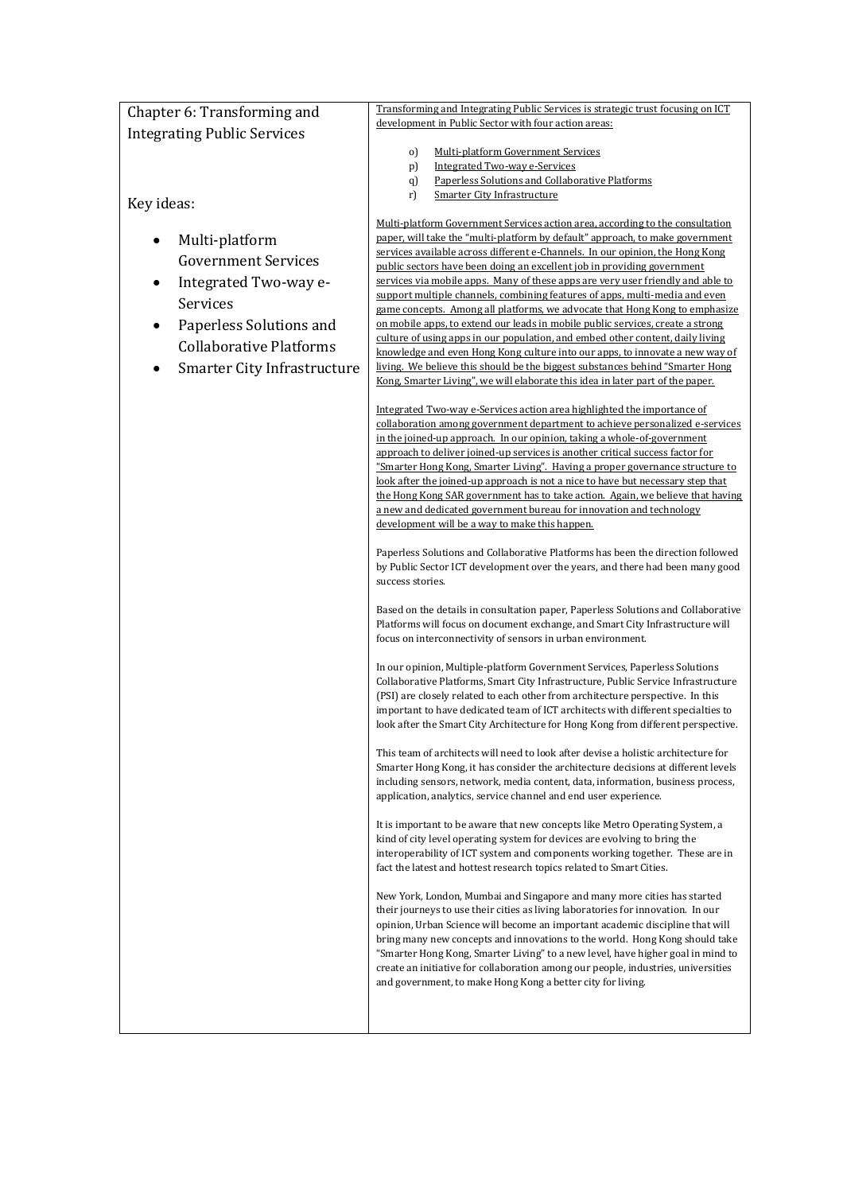| Chapter 6: Transforming and Integrating Public Services | Transforming and Integrating Public Services is strategic trust focusing on ICT development in Public Sector with four action areas: |
|---|---|
| Key ideas: • Multi-platform Government Services • Integrated Two-way e-Services • Paperless Solutions and Collaborative Platforms • Smarter City Infrastructure | o) Multi-platform Government Services p) Integrated Two-way e-Services q) Paperless Solutions and Collaborative Platforms r) Smarter City Infrastructure<br><br>Multi-platform Government Services action area, according to the consultation paper, will take the "multi-platform by default" approach, to make government services available across different e-Channels. In our opinion, the Hong Kong public sectors have been doing an excellent job in providing government services via mobile apps. Many of these apps are very user friendly and able to support multiple channels, combining features of apps, multi-media and even game concepts. Among all platforms, we advocate that Hong Kong to emphasize on mobile apps, to extend our leads in mobile public services, create a strong culture of using apps in our population, and embed other content, daily living knowledge and even Hong Kong culture into our apps, to innovate a new way of living. We believe this should be the biggest substances behind "Smarter Hong Kong, Smarter Living", we will elaborate this idea in later part of the paper.<br><br>Integrated Two-way e-Services action area highlighted the importance of collaboration among government department to achieve personalized e-services in the joined-up approach. In our opinion, taking a whole-of-government approach to deliver joined-up services is another critical success factor for "Smarter Hong Kong, Smarter Living". Having a proper governance structure to look after the joined-up approach is not a nice to have but necessary step that the Hong Kong SAR government has to take action. Again, we believe that having a new and dedicated government bureau for innovation and technology development will be a way to make this happen.<br><br>Paperless Solutions and Collaborative Platforms has been the direction followed by Public Sector ICT development over the years, and there had been many good success stories.<br><br>Based on the details in consultation paper, Paperless Solutions and Collaborative Platforms will focus on document exchange, and Smart City Infrastructure will focus on interconnectivity of sensors in urban environment.<br><br>In our opinion, Multiple-platform Government Services, Paperless Solutions Collaborative Platforms, Smart City Infrastructure, Public Service Infrastructure (PSI) are closely related to each other from architecture perspective. In this important to have dedicated team of ICT architects with different specialties to look after the Smart City Architecture for Hong Kong from different perspective.<br><br>This team of architects will need to look after devise a holistic architecture for Smarter Hong Kong, it has consider the architecture decisions at different levels including sensors, network, media content, data, information, business process, application, analytics, service channel and end user experience.<br><br>It is important to be aware that new concepts like Metro Operating System, a kind of city level operating system for devices are evolving to bring the interoperability of ICT system and components working together. These are in fact the latest and hottest research topics related to Smart Cities.<br><br>New York, London, Mumbai and Singapore and many more cities has started their journeys to use their cities as living laboratories for innovation. In our opinion, Urban Science will become an important academic discipline that will bring many new concepts and innovations to the world. Hong Kong should take "Smarter Hong Kong, Smarter Living" to a new level, have higher goal in mind to create an initiative for collaboration among our people, industries, universities and government, to make Hong Kong a better city for living. |